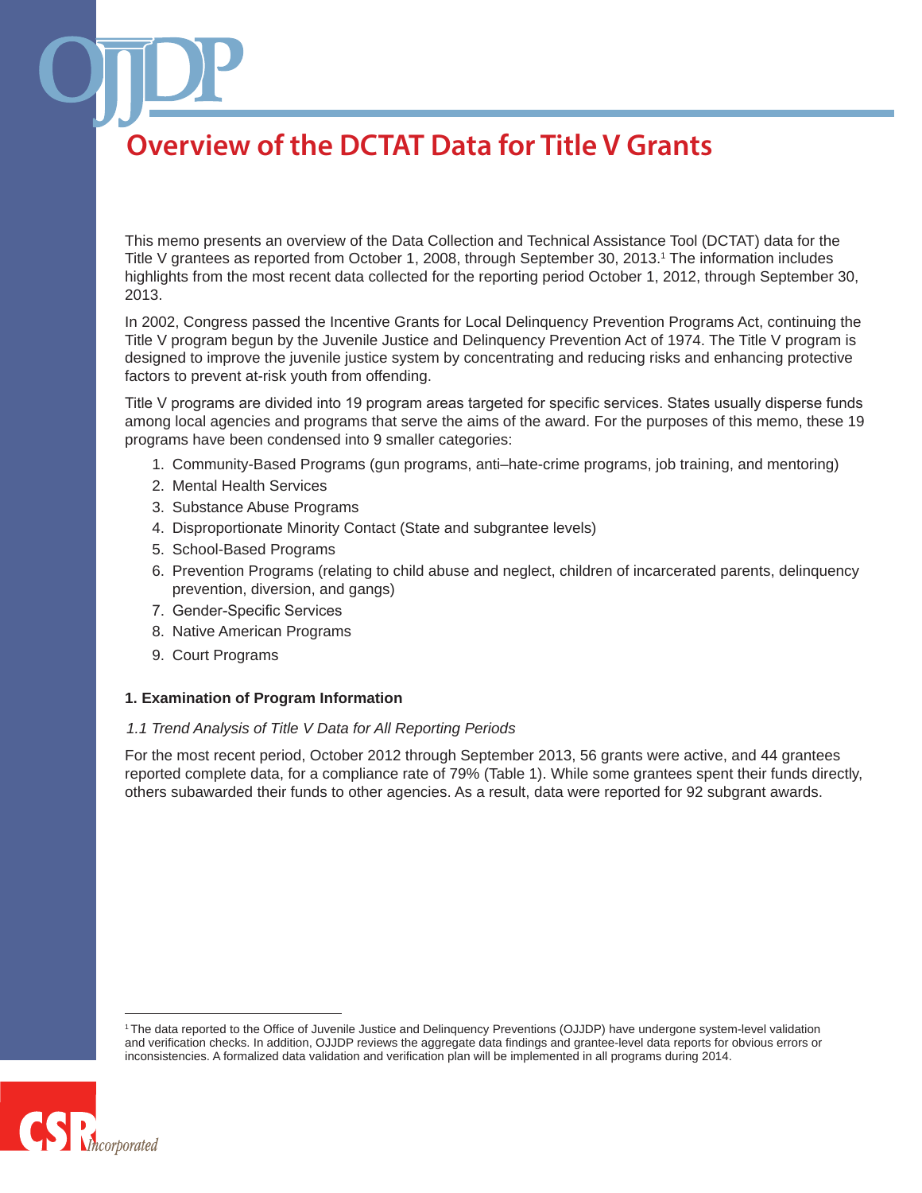# Overview of the DCTAT Data for Title V Grants

This memo presents an overview of the Data Collection and Technical Assistance Tool (DCTAT) data for the Title V grantees as reported from October 1, 2008, through September 30, 2013.[1] The information includes highlights from the most recent data collected for the reporting period October 1, 2012, through September 30, 2013.

In 2002, Congress passed the Incentive Grants for Local Delinquency Prevention Programs Act, continuing the Title V program begun by the Juvenile Justice and Delinquency Prevention Act of 1974. The Title V program is designed to improve the juvenile justice system by concentrating and reducing risks and enhancing protective factors to prevent at-risk youth from offending.

Title V programs are divided into 19 program areas targeted for specific services. States usually disperse funds among local agencies and programs that serve the aims of the award. For the purposes of this memo, these 19 programs have been condensed into 9 smaller categories:

1. Community-Based Programs (gun programs, anti–hate-crime programs, job training, and mentoring)
2. Mental Health Services
3. Substance Abuse Programs
4. Disproportionate Minority Contact (State and subgrantee levels)
5. School-Based Programs
6. Prevention Programs (relating to child abuse and neglect, children of incarcerated parents, delinquency prevention, diversion, and gangs)
7. Gender-Specific Services
8. Native American Programs
9. Court Programs

### 1. Examination of Program Information

*1.1 Trend Analysis of Title V Data for All Reporting Periods*

For the most recent period, October 2012 through September 2013, 56 grants were active, and 44 grantees reported complete data, for a compliance rate of 79% (Table 1). While some grantees spent their funds directly, others subawarded their funds to other agencies. As a result, data were reported for 92 subgrant awards.

[1] The data reported to the Office of Juvenile Justice and Delinquency Preventions (OJJDP) have undergone system-level validation and verification checks. In addition, OJJDP reviews the aggregate data findings and grantee-level data reports for obvious errors or inconsistencies. A formalized data validation and verification plan will be implemented in all programs during 2014.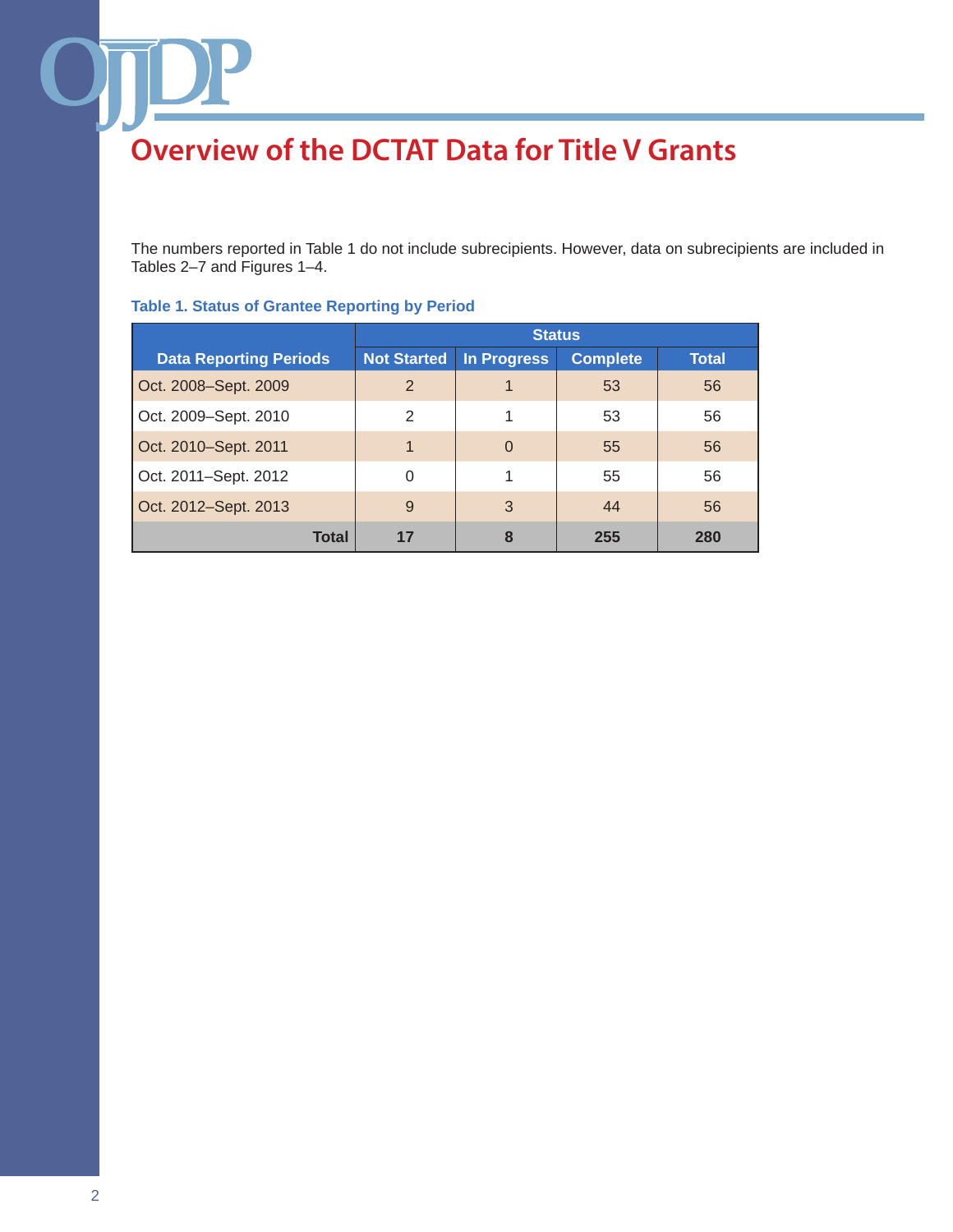# Overview of the DCTAT Data for Title V Grants

The numbers reported in Table 1 do not include subrecipients. However, data on subrecipients are included in Tables 2–7 and Figures 1–4.

**Table 1. Status of Grantee Reporting by Period**

| Data Reporting Periods | Status | | | |
|---|---|---|---|---|
| | Not Started | In Progress | Complete | Total |
| Oct. 2008–Sept. 2009 | 2 | 1 | 53 | 56 |
| Oct. 2009–Sept. 2010 | 2 | 1 | 53 | 56 |
| Oct. 2010–Sept. 2011 | 1 | 0 | 55 | 56 |
| Oct. 2011–Sept. 2012 | 0 | 1 | 55 | 56 |
| Oct. 2012–Sept. 2013 | 9 | 3 | 44 | 56 |
| **Total** | **17** | **8** | **255** | **280** |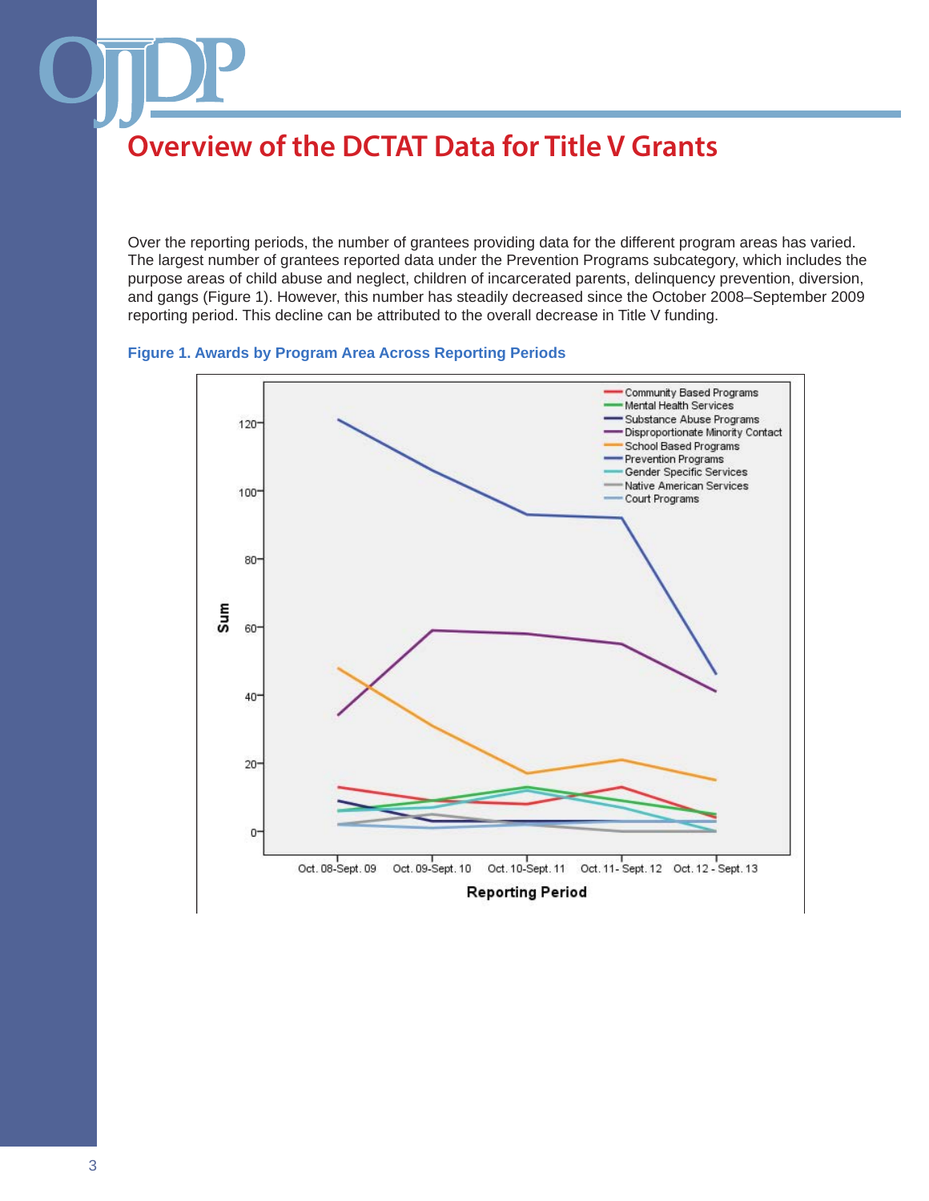# Overview of the DCTAT Data for Title V Grants

Over the reporting periods, the number of grantees providing data for the different program areas has varied. The largest number of grantees reported data under the Prevention Programs subcategory, which includes the purpose areas of child abuse and neglect, children of incarcerated parents, delinquency prevention, diversion, and gangs (Figure 1). However, this number has steadily decreased since the October 2008–September 2009 reporting period. This decline can be attributed to the overall decrease in Title V funding.

**Figure 1. Awards by Program Area Across Reporting Periods**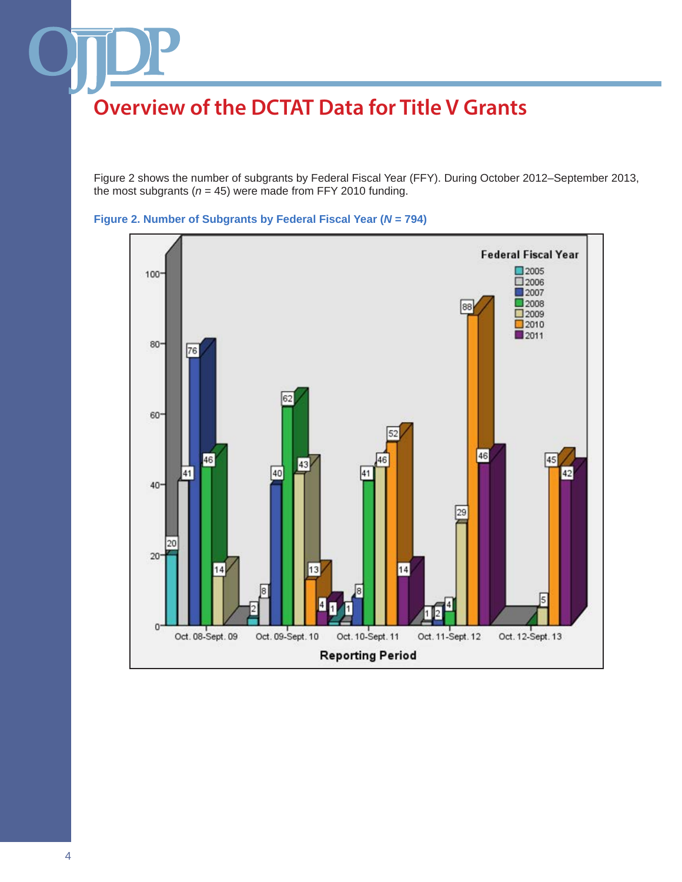## Overview of the DCTAT Data for Title V Grants

Figure 2 shows the number of subgrants by Federal Fiscal Year (FFY). During October 2012–September 2013, the most subgrants ($n$ = 45) were made from FFY 2010 funding.

**Figure 2. Number of Subgrants by Federal Fiscal Year ($N$ = 794)**

| Reporting Period | 2005 | 2006 | 2007 | 2008 | 2009 | 2010 | 2011 |
|---|---|---|---|---|---|---|---|
| Oct. 08-Sept. 09 | 20 | 41 | 76 | 46 | 14 | | |
| Oct. 09-Sept. 10 | 2 | 8 | 40 | 62 | 43 | 13 | 4 |
| Oct. 10-Sept. 11 | 1 | 1 | 8 | 41 | 46 | 52 | 14 |
| Oct. 11-Sept. 12 | | 1 | 2 | 4 | 29 | 88 | 46 |
| Oct. 12-Sept. 13 | | | | | 5 | 45 | 42 |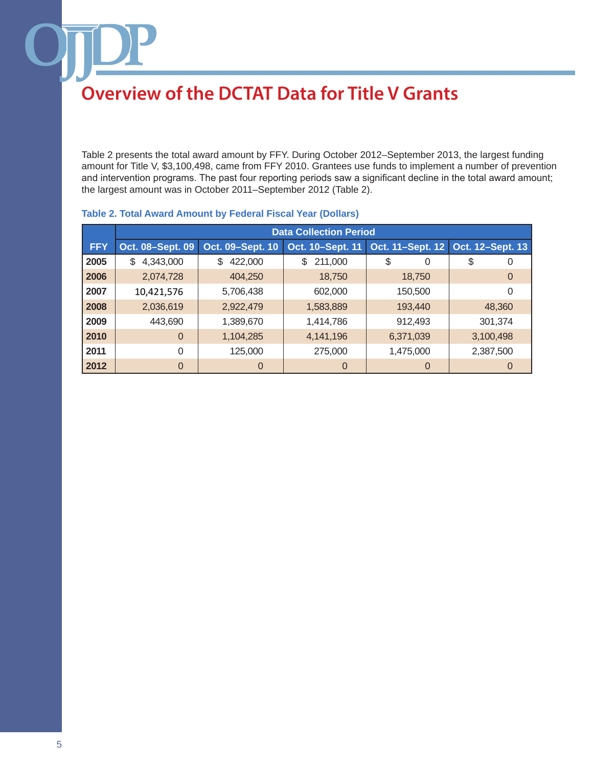# Overview of the DCTAT Data for Title V Grants

Table 2 presents the total award amount by FFY. During October 2012–September 2013, the largest funding amount for Title V, $3,100,498, came from FFY 2010. Grantees use funds to implement a number of prevention and intervention programs. The past four reporting periods saw a significant decline in the total award amount; the largest amount was in October 2011–September 2012 (Table 2).

**Table 2. Total Award Amount by Federal Fiscal Year (Dollars)**

| | Data Collection Period | | | | |
|---|---|---|---|---|---|
| **FFY** | **Oct. 08–Sept. 09** | **Oct. 09–Sept. 10** | **Oct. 10–Sept. 11** | **Oct. 11–Sept. 12** | **Oct. 12–Sept. 13** |
| **2005** | $ 4,343,000 | $ 422,000 | $ 211,000 | $ 0 | $ 0 |
| **2006** | 2,074,728 | 404,250 | 18,750 | 18,750 | 0 |
| **2007** | 10,421,576 | 5,706,438 | 602,000 | 150,500 | 0 |
| **2008** | 2,036,619 | 2,922,479 | 1,583,889 | 193,440 | 48,360 |
| **2009** | 443,690 | 1,389,670 | 1,414,786 | 912,493 | 301,374 |
| **2010** | 0 | 1,104,285 | 4,141,196 | 6,371,039 | 3,100,498 |
| **2011** | 0 | 125,000 | 275,000 | 1,475,000 | 2,387,500 |
| **2012** | 0 | 0 | 0 | 0 | 0 |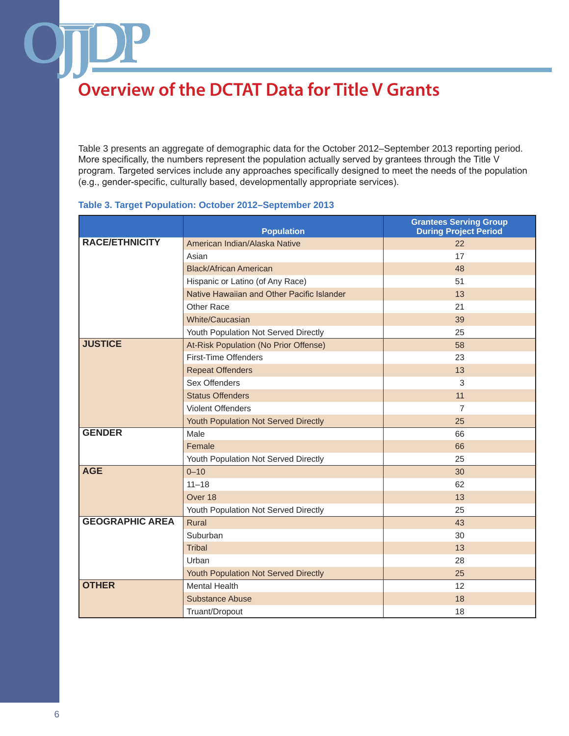# Overview of the DCTAT Data for Title V Grants

Table 3 presents an aggregate of demographic data for the October 2012–September 2013 reporting period. More specifically, the numbers represent the population actually served by grantees through the Title V program. Targeted services include any approaches specifically designed to meet the needs of the population (e.g., gender-specific, culturally based, developmentally appropriate services).

**Table 3. Target Population: October 2012–September 2013**

| | Population | Grantees Serving Group During Project Period |
|---|---|---|
| **RACE/ETHNICITY** | American Indian/Alaska Native | 22 |
| | Asian | 17 |
| | Black/African American | 48 |
| | Hispanic or Latino (of Any Race) | 51 |
| | Native Hawaiian and Other Pacific Islander | 13 |
| | Other Race | 21 |
| | White/Caucasian | 39 |
| | Youth Population Not Served Directly | 25 |
| **JUSTICE** | At-Risk Population (No Prior Offense) | 58 |
| | First-Time Offenders | 23 |
| | Repeat Offenders | 13 |
| | Sex Offenders | 3 |
| | Status Offenders | 11 |
| | Violent Offenders | 7 |
| | Youth Population Not Served Directly | 25 |
| **GENDER** | Male | 66 |
| | Female | 66 |
| | Youth Population Not Served Directly | 25 |
| **AGE** | 0–10 | 30 |
| | 11–18 | 62 |
| | Over 18 | 13 |
| | Youth Population Not Served Directly | 25 |
| **GEOGRAPHIC AREA** | Rural | 43 |
| | Suburban | 30 |
| | Tribal | 13 |
| | Urban | 28 |
| | Youth Population Not Served Directly | 25 |
| **OTHER** | Mental Health | 12 |
| | Substance Abuse | 18 |
| | Truant/Dropout | 18 |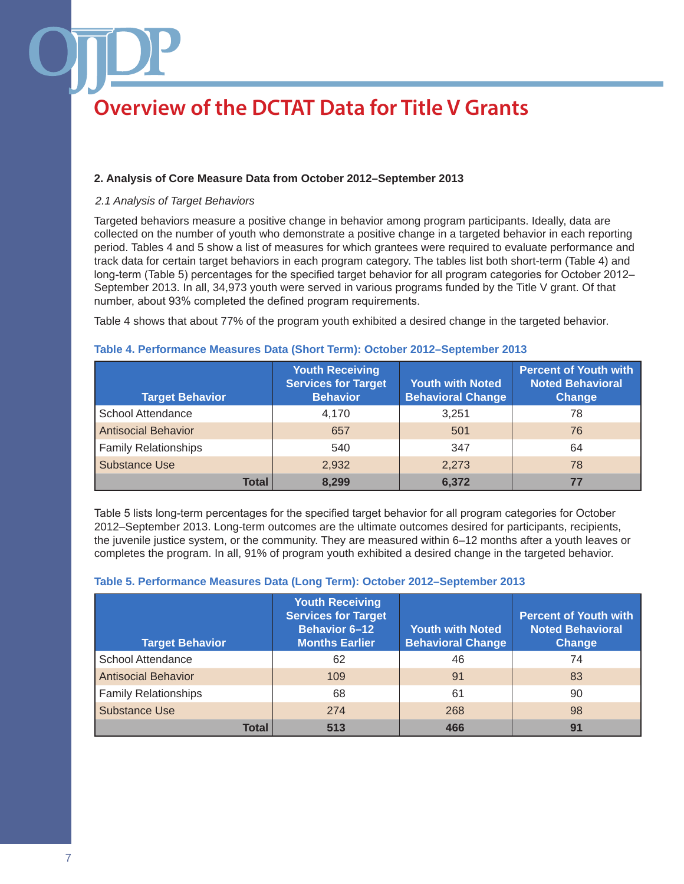# Overview of the DCTAT Data for Title V Grants

**2. Analysis of Core Measure Data from October 2012–September 2013**

*2.1 Analysis of Target Behaviors*

Targeted behaviors measure a positive change in behavior among program participants. Ideally, data are collected on the number of youth who demonstrate a positive change in a targeted behavior in each reporting period. Tables 4 and 5 show a list of measures for which grantees were required to evaluate performance and track data for certain target behaviors in each program category. The tables list both short-term (Table 4) and long-term (Table 5) percentages for the specified target behavior for all program categories for October 2012–September 2013. In all, 34,973 youth were served in various programs funded by the Title V grant. Of that number, about 93% completed the defined program requirements.

Table 4 shows that about 77% of the program youth exhibited a desired change in the targeted behavior.

**Table 4. Performance Measures Data (Short Term): October 2012–September 2013**

| Target Behavior | Youth Receiving Services for Target Behavior | Youth with Noted Behavioral Change | Percent of Youth with Noted Behavioral Change |
|---|---|---|---|
| School Attendance | 4,170 | 3,251 | 78 |
| Antisocial Behavior | 657 | 501 | 76 |
| Family Relationships | 540 | 347 | 64 |
| Substance Use | 2,932 | 2,273 | 78 |
| **Total** | **8,299** | **6,372** | **77** |

Table 5 lists long-term percentages for the specified target behavior for all program categories for October 2012–September 2013. Long-term outcomes are the ultimate outcomes desired for participants, recipients, the juvenile justice system, or the community. They are measured within 6–12 months after a youth leaves or completes the program. In all, 91% of program youth exhibited a desired change in the targeted behavior.

**Table 5. Performance Measures Data (Long Term): October 2012–September 2013**

| Target Behavior | Youth Receiving Services for Target Behavior 6–12 Months Earlier | Youth with Noted Behavioral Change | Percent of Youth with Noted Behavioral Change |
|---|---|---|---|
| School Attendance | 62 | 46 | 74 |
| Antisocial Behavior | 109 | 91 | 83 |
| Family Relationships | 68 | 61 | 90 |
| Substance Use | 274 | 268 | 98 |
| **Total** | **513** | **466** | **91** |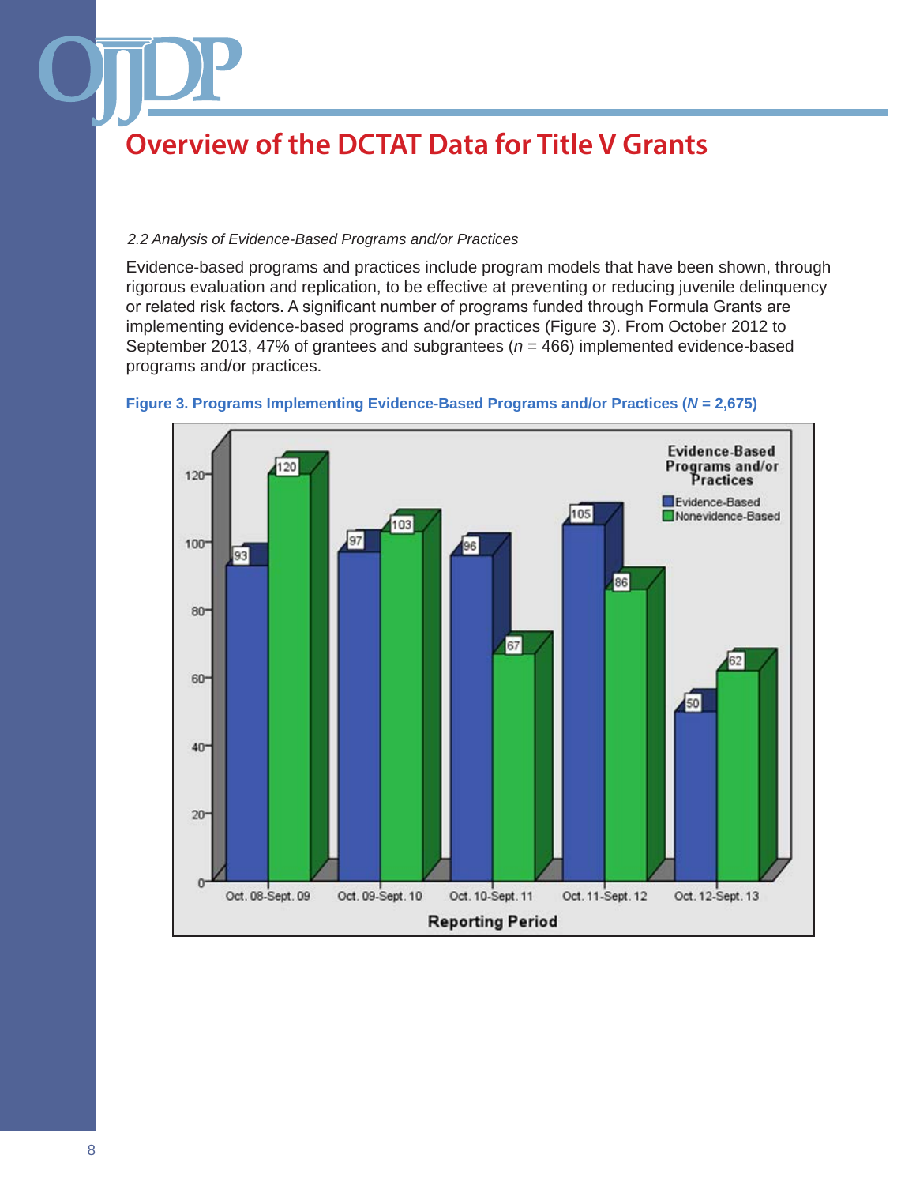# Overview of the DCTAT Data for Title V Grants

*2.2 Analysis of Evidence-Based Programs and/or Practices*

Evidence-based programs and practices include program models that have been shown, through rigorous evaluation and replication, to be effective at preventing or reducing juvenile delinquency or related risk factors. A significant number of programs funded through Formula Grants are implementing evidence-based programs and/or practices (Figure 3). From October 2012 to September 2013, 47% of grantees and subgrantees (*n* = 466) implemented evidence-based programs and/or practices.

**Figure 3. Programs Implementing Evidence-Based Programs and/or Practices (*N* = 2,675)**

| Reporting Period | Evidence-Based | Nonevidence-Based |
|---|---|---|
| Oct. 08-Sept. 09 | 93 | 120 |
| Oct. 09-Sept. 10 | 97 | 103 |
| Oct. 10-Sept. 11 | 96 | 67 |
| Oct. 11-Sept. 12 | 105 | 86 |
| Oct. 12-Sept. 13 | 50 | 62 |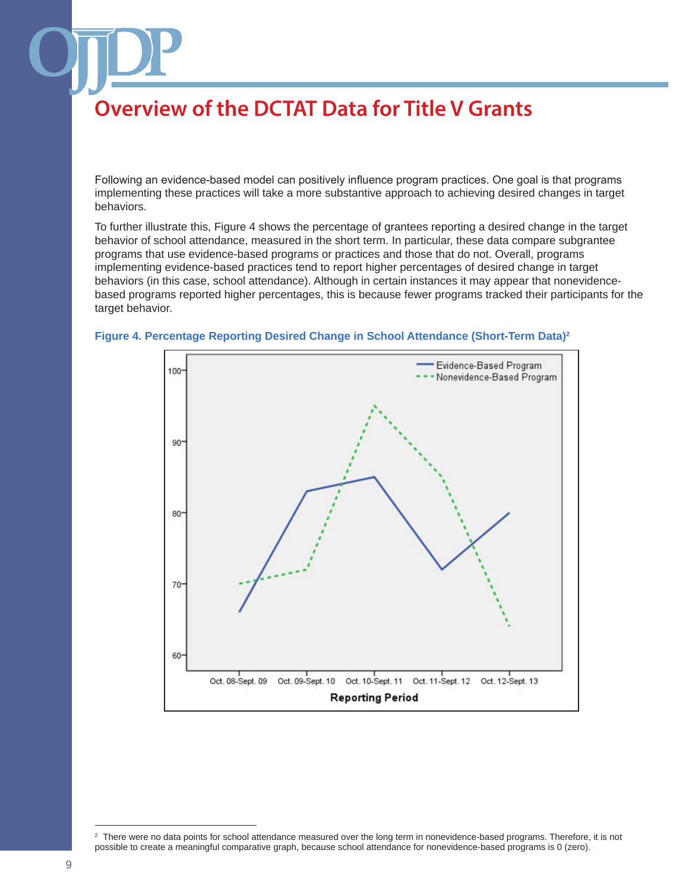# Overview of the DCTAT Data for Title V Grants

Following an evidence-based model can positively influence program practices. One goal is that programs implementing these practices will take a more substantive approach to achieving desired changes in target behaviors.

To further illustrate this, Figure 4 shows the percentage of grantees reporting a desired change in the target behavior of school attendance, measured in the short term. In particular, these data compare subgrantee programs that use evidence-based programs or practices and those that do not. Overall, programs implementing evidence-based practices tend to report higher percentages of desired change in target behaviors (in this case, school attendance). Although in certain instances it may appear that nonevidence-based programs reported higher percentages, this is because fewer programs tracked their participants for the target behavior.

**Figure 4. Percentage Reporting Desired Change in School Attendance (Short-Term Data)**[2]

[2] There were no data points for school attendance measured over the long term in nonevidence-based programs. Therefore, it is not possible to create a meaningful comparative graph, because school attendance for nonevidence-based programs is 0 (zero).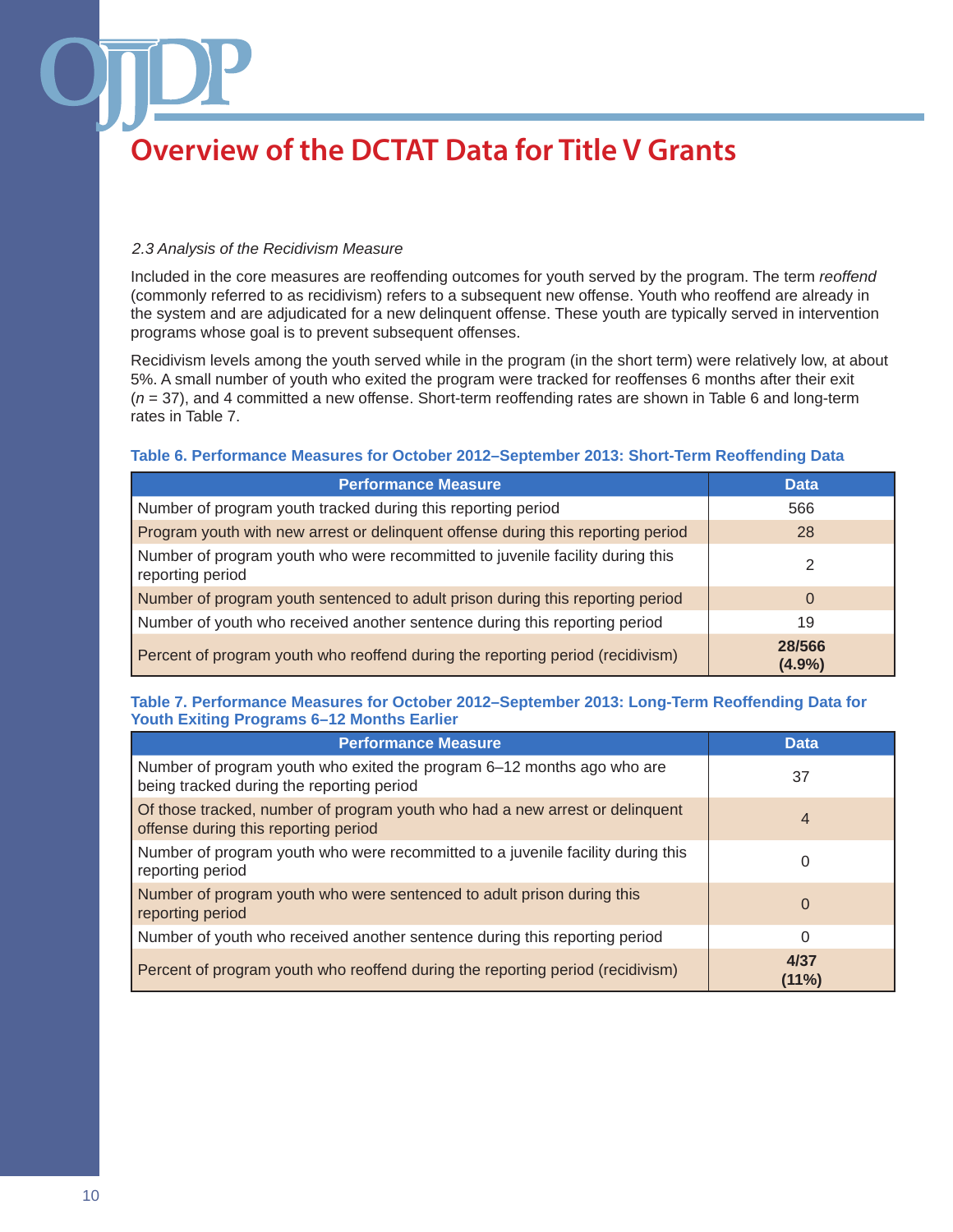# Overview of the DCTAT Data for Title V Grants

*2.3 Analysis of the Recidivism Measure*

Included in the core measures are reoffending outcomes for youth served by the program. The term *reoffend* (commonly referred to as recidivism) refers to a subsequent new offense. Youth who reoffend are already in the system and are adjudicated for a new delinquent offense. These youth are typically served in intervention programs whose goal is to prevent subsequent offenses.

Recidivism levels among the youth served while in the program (in the short term) were relatively low, at about 5%. A small number of youth who exited the program were tracked for reoffenses 6 months after their exit (*n* = 37), and 4 committed a new offense. Short-term reoffending rates are shown in Table 6 and long-term rates in Table 7.

**Table 6. Performance Measures for October 2012–September 2013: Short-Term Reoffending Data**

| Performance Measure | Data |
|---|---|
| Number of program youth tracked during this reporting period | 566 |
| Program youth with new arrest or delinquent offense during this reporting period | 28 |
| Number of program youth who were recommitted to juvenile facility during this reporting period | 2 |
| Number of program youth sentenced to adult prison during this reporting period | 0 |
| Number of youth who received another sentence during this reporting period | 19 |
| Percent of program youth who reoffend during the reporting period (recidivism) | **28/566 (4.9%)** |

**Table 7. Performance Measures for October 2012–September 2013: Long-Term Reoffending Data for Youth Exiting Programs 6–12 Months Earlier**

| Performance Measure | Data |
|---|---|
| Number of program youth who exited the program 6–12 months ago who are being tracked during the reporting period | 37 |
| Of those tracked, number of program youth who had a new arrest or delinquent offense during this reporting period | 4 |
| Number of program youth who were recommitted to a juvenile facility during this reporting period | 0 |
| Number of program youth who were sentenced to adult prison during this reporting period | 0 |
| Number of youth who received another sentence during this reporting period | 0 |
| Percent of program youth who reoffend during the reporting period (recidivism) | **4/37 (11%)** |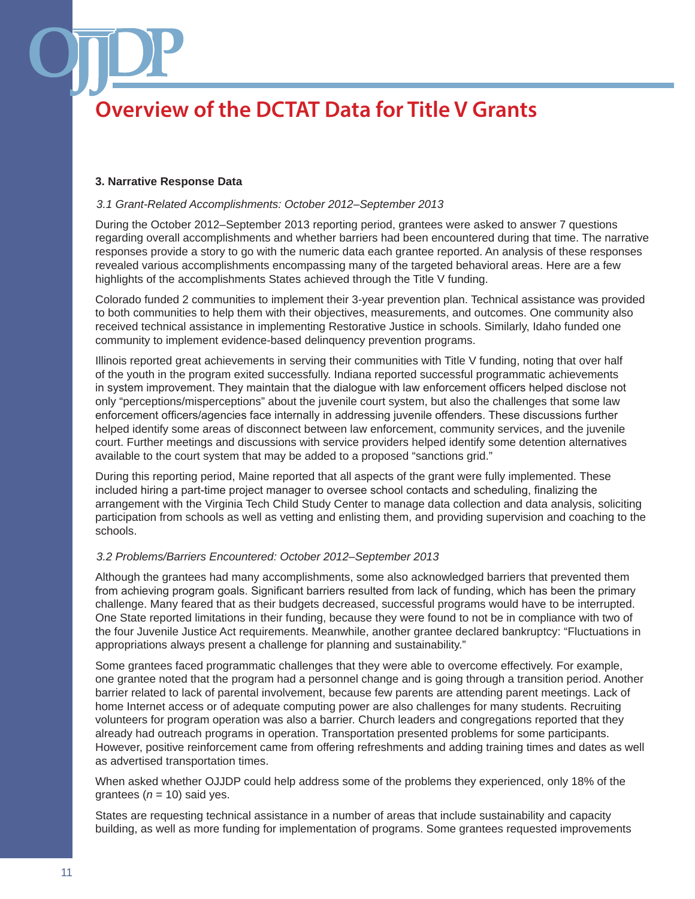# Overview of the DCTAT Data for Title V Grants

### 3. Narrative Response Data

*3.1 Grant-Related Accomplishments: October 2012–September 2013*

During the October 2012–September 2013 reporting period, grantees were asked to answer 7 questions regarding overall accomplishments and whether barriers had been encountered during that time. The narrative responses provide a story to go with the numeric data each grantee reported. An analysis of these responses revealed various accomplishments encompassing many of the targeted behavioral areas. Here are a few highlights of the accomplishments States achieved through the Title V funding.

Colorado funded 2 communities to implement their 3-year prevention plan. Technical assistance was provided to both communities to help them with their objectives, measurements, and outcomes. One community also received technical assistance in implementing Restorative Justice in schools. Similarly, Idaho funded one community to implement evidence-based delinquency prevention programs.

Illinois reported great achievements in serving their communities with Title V funding, noting that over half of the youth in the program exited successfully. Indiana reported successful programmatic achievements in system improvement. They maintain that the dialogue with law enforcement officers helped disclose not only "perceptions/misperceptions" about the juvenile court system, but also the challenges that some law enforcement officers/agencies face internally in addressing juvenile offenders. These discussions further helped identify some areas of disconnect between law enforcement, community services, and the juvenile court. Further meetings and discussions with service providers helped identify some detention alternatives available to the court system that may be added to a proposed "sanctions grid."

During this reporting period, Maine reported that all aspects of the grant were fully implemented. These included hiring a part-time project manager to oversee school contacts and scheduling, finalizing the arrangement with the Virginia Tech Child Study Center to manage data collection and data analysis, soliciting participation from schools as well as vetting and enlisting them, and providing supervision and coaching to the schools.

*3.2 Problems/Barriers Encountered: October 2012–September 2013*

Although the grantees had many accomplishments, some also acknowledged barriers that prevented them from achieving program goals. Significant barriers resulted from lack of funding, which has been the primary challenge. Many feared that as their budgets decreased, successful programs would have to be interrupted. One State reported limitations in their funding, because they were found to not be in compliance with two of the four Juvenile Justice Act requirements. Meanwhile, another grantee declared bankruptcy: "Fluctuations in appropriations always present a challenge for planning and sustainability."

Some grantees faced programmatic challenges that they were able to overcome effectively. For example, one grantee noted that the program had a personnel change and is going through a transition period. Another barrier related to lack of parental involvement, because few parents are attending parent meetings. Lack of home Internet access or of adequate computing power are also challenges for many students. Recruiting volunteers for program operation was also a barrier. Church leaders and congregations reported that they already had outreach programs in operation. Transportation presented problems for some participants. However, positive reinforcement came from offering refreshments and adding training times and dates as well as advertised transportation times.

When asked whether OJJDP could help address some of the problems they experienced, only 18% of the grantees ($n$ = 10) said yes.

States are requesting technical assistance in a number of areas that include sustainability and capacity building, as well as more funding for implementation of programs. Some grantees requested improvements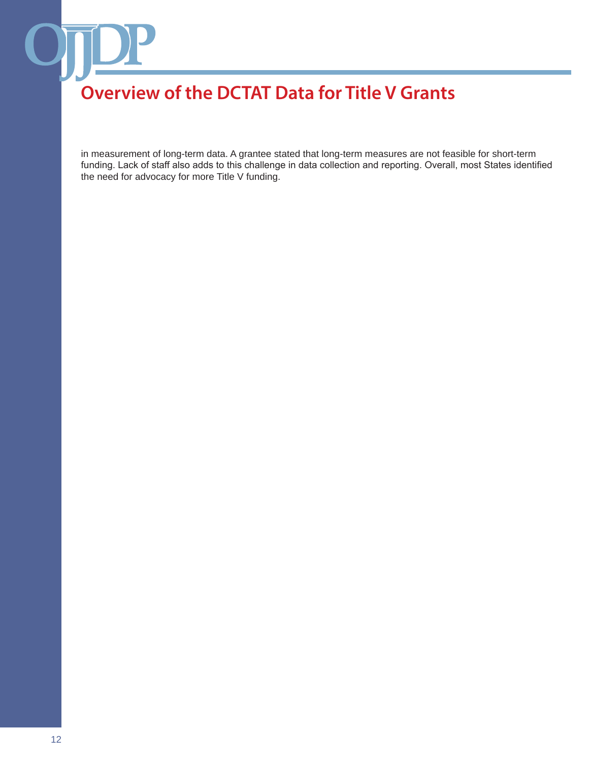# Overview of the DCTAT Data for Title V Grants

in measurement of long-term data. A grantee stated that long-term measures are not feasible for short-term funding. Lack of staff also adds to this challenge in data collection and reporting. Overall, most States identified the need for advocacy for more Title V funding.